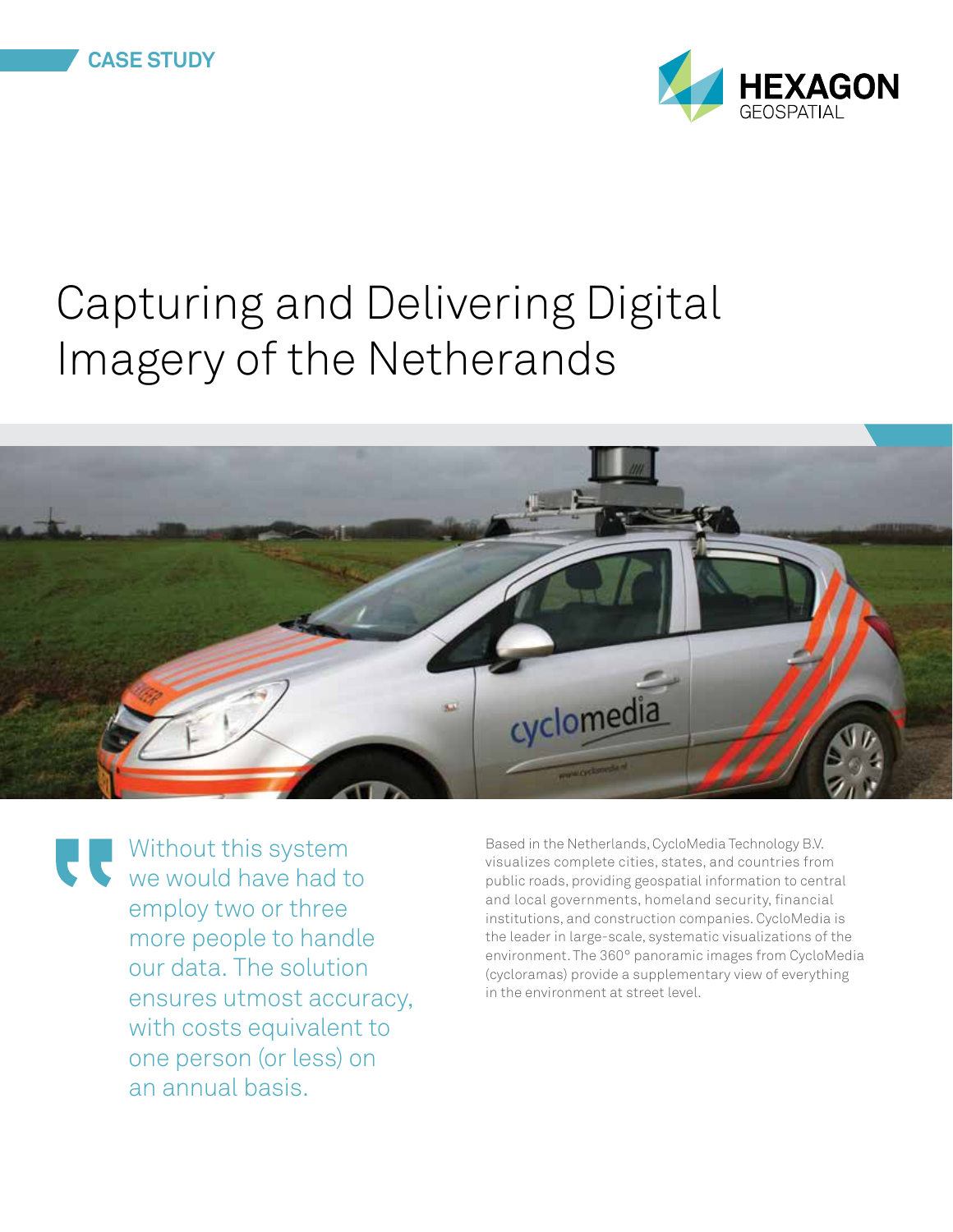CASE STUDY

# Capturing and Delivering Digital Imagery of the Netherands

> Without this system we would have had to employ two or three more people to handle our data. The solution ensures utmost accuracy, with costs equivalent to one person (or less) on an annual basis.

Based in the Netherlands, CycloMedia Technology B.V. visualizes complete cities, states, and countries from public roads, providing geospatial information to central and local governments, homeland security, financial institutions, and construction companies. CycloMedia is the leader in large-scale, systematic visualizations of the environment. The 360° panoramic images from CycloMedia (cycloramas) provide a supplementary view of everything in the environment at street level.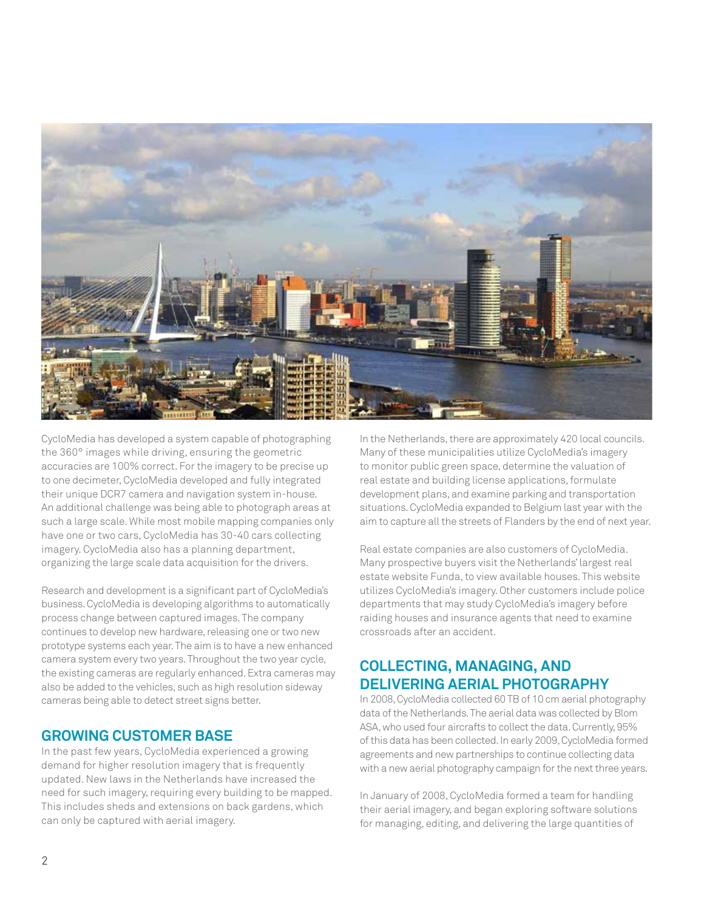CycloMedia has developed a system capable of photographing the 360° images while driving, ensuring the geometric accuracies are 100% correct. For the imagery to be precise up to one decimeter, CycloMedia developed and fully integrated their unique DCR7 camera and navigation system in-house. An additional challenge was being able to photograph areas at such a large scale. While most mobile mapping companies only have one or two cars, CycloMedia has 30-40 cars collecting imagery. CycloMedia also has a planning department, organizing the large scale data acquisition for the drivers.

Research and development is a significant part of CycloMedia's business. CycloMedia is developing algorithms to automatically process change between captured images. The company continues to develop new hardware, releasing one or two new prototype systems each year. The aim is to have a new enhanced camera system every two years. Throughout the two year cycle, the existing cameras are regularly enhanced. Extra cameras may also be added to the vehicles, such as high resolution sideway cameras being able to detect street signs better.

## GROWING CUSTOMER BASE

In the past few years, CycloMedia experienced a growing demand for higher resolution imagery that is frequently updated. New laws in the Netherlands have increased the need for such imagery, requiring every building to be mapped. This includes sheds and extensions on back gardens, which can only be captured with aerial imagery.

In the Netherlands, there are approximately 420 local councils. Many of these municipalities utilize CycloMedia's imagery to monitor public green space, determine the valuation of real estate and building license applications, formulate development plans, and examine parking and transportation situations. CycloMedia expanded to Belgium last year with the aim to capture all the streets of Flanders by the end of next year.

Real estate companies are also customers of CycloMedia. Many prospective buyers visit the Netherlands' largest real estate website Funda, to view available houses. This website utilizes CycloMedia's imagery. Other customers include police departments that may study CycloMedia's imagery before raiding houses and insurance agents that need to examine crossroads after an accident.

## COLLECTING, MANAGING, AND DELIVERING AERIAL PHOTOGRAPHY

In 2008, CycloMedia collected 60 TB of 10 cm aerial photography data of the Netherlands. The aerial data was collected by Blom ASA, who used four aircrafts to collect the data. Currently, 95% of this data has been collected. In early 2009, CycloMedia formed agreements and new partnerships to continue collecting data with a new aerial photography campaign for the next three years.

In January of 2008, CycloMedia formed a team for handling their aerial imagery, and began exploring software solutions for managing, editing, and delivering the large quantities of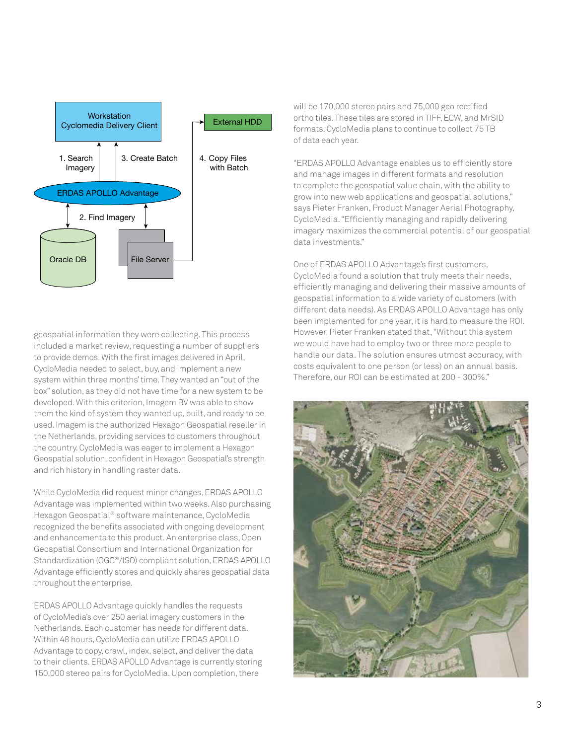geospatial information they were collecting. This process included a market review, requesting a number of suppliers to provide demos. With the first images delivered in April, CycloMedia needed to select, buy, and implement a new system within three months' time. They wanted an "out of the box" solution, as they did not have time for a new system to be developed. With this criterion, Imagem BV was able to show them the kind of system they wanted up, built, and ready to be used. Imagem is the authorized Hexagon Geospatial reseller in the Netherlands, providing services to customers throughout the country. CycloMedia was eager to implement a Hexagon Geospatial solution, confident in Hexagon Geospatial's strength and rich history in handling raster data.

While CycloMedia did request minor changes, ERDAS APOLLO Advantage was implemented within two weeks. Also purchasing Hexagon Geospatial® software maintenance, CycloMedia recognized the benefits associated with ongoing development and enhancements to this product. An enterprise class, Open Geospatial Consortium and International Organization for Standardization (OGC®/ISO) compliant solution, ERDAS APOLLO Advantage efficiently stores and quickly shares geospatial data throughout the enterprise.

ERDAS APOLLO Advantage quickly handles the requests of CycloMedia's over 250 aerial imagery customers in the Netherlands. Each customer has needs for different data. Within 48 hours, CycloMedia can utilize ERDAS APOLLO Advantage to copy, crawl, index, select, and deliver the data to their clients. ERDAS APOLLO Advantage is currently storing 150,000 stereo pairs for CycloMedia. Upon completion, there will be 170,000 stereo pairs and 75,000 geo rectified ortho tiles. These tiles are stored in TIFF, ECW, and MrSID formats. CycloMedia plans to continue to collect 75 TB of data each year.

"ERDAS APOLLO Advantage enables us to efficiently store and manage images in different formats and resolution to complete the geospatial value chain, with the ability to grow into new web applications and geospatial solutions," says Pieter Franken, Product Manager Aerial Photography, CycloMedia. "Efficiently managing and rapidly delivering imagery maximizes the commercial potential of our geospatial data investments."

One of ERDAS APOLLO Advantage's first customers, CycloMedia found a solution that truly meets their needs, efficiently managing and delivering their massive amounts of geospatial information to a wide variety of customers (with different data needs). As ERDAS APOLLO Advantage has only been implemented for one year, it is hard to measure the ROI. However, Pieter Franken stated that, "Without this system we would have had to employ two or three more people to handle our data. The solution ensures utmost accuracy, with costs equivalent to one person (or less) on an annual basis. Therefore, our ROI can be estimated at 200 - 300%."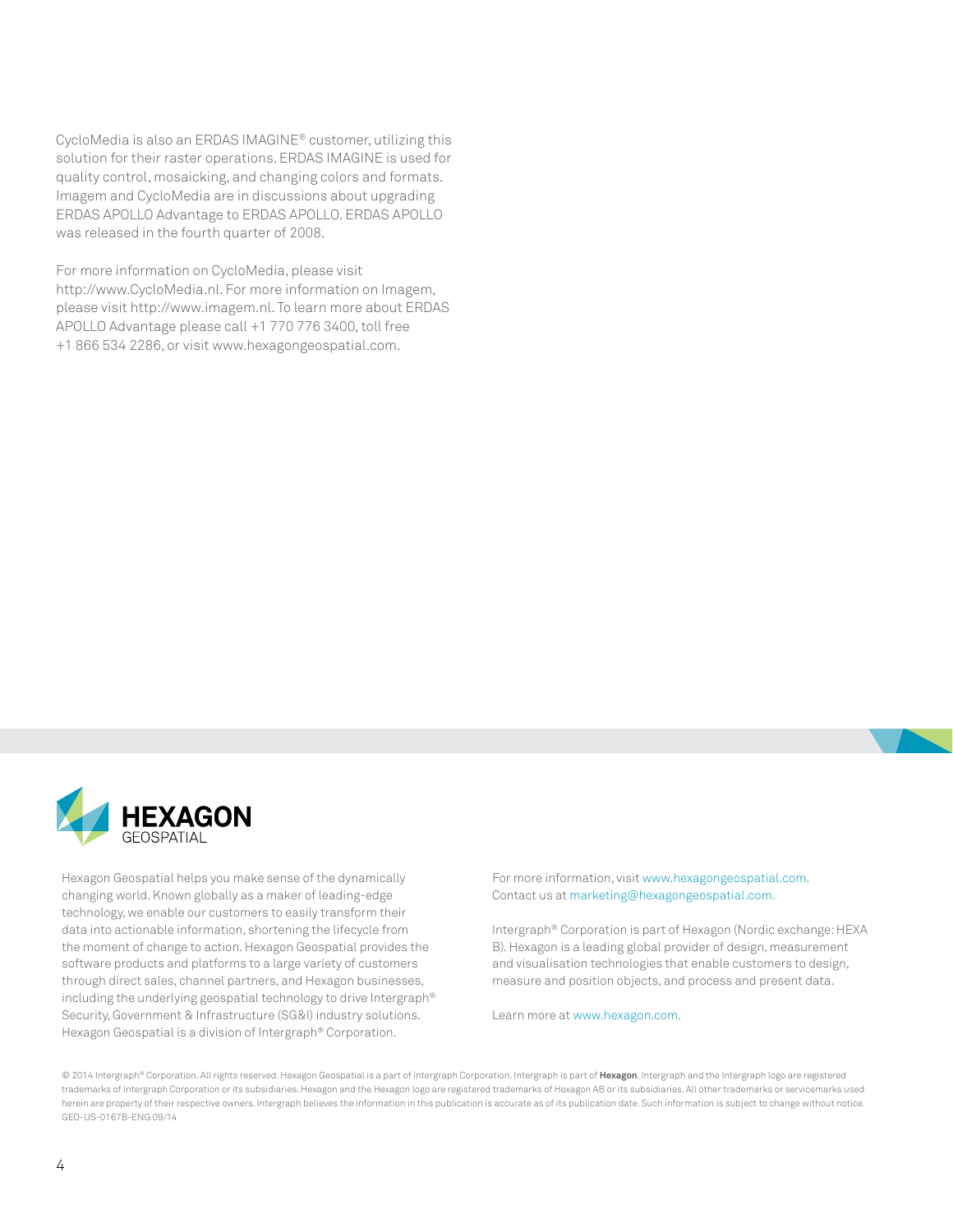CycloMedia is also an ERDAS IMAGINE® customer, utilizing this solution for their raster operations. ERDAS IMAGINE is used for quality control, mosaicking, and changing colors and formats. Imagem and CycloMedia are in discussions about upgrading ERDAS APOLLO Advantage to ERDAS APOLLO. ERDAS APOLLO was released in the fourth quarter of 2008.

For more information on CycloMedia, please visit http://www.CycloMedia.nl. For more information on Imagem, please visit http://www.imagem.nl. To learn more about ERDAS APOLLO Advantage please call +1 770 776 3400, toll free +1 866 534 2286, or visit www.hexagongeospatial.com.

**HEXAGON**
GEOSPATIAL

Hexagon Geospatial helps you make sense of the dynamically changing world. Known globally as a maker of leading-edge technology, we enable our customers to easily transform their data into actionable information, shortening the lifecycle from the moment of change to action. Hexagon Geospatial provides the software products and platforms to a large variety of customers through direct sales, channel partners, and Hexagon businesses, including the underlying geospatial technology to drive Intergraph® Security, Government & Infrastructure (SG&I) industry solutions. Hexagon Geospatial is a division of Intergraph® Corporation.

For more information, visit www.hexagongeospatial.com. Contact us at marketing@hexagongeospatial.com.

Intergraph® Corporation is part of Hexagon (Nordic exchange: HEXA B). Hexagon is a leading global provider of design, measurement and visualisation technologies that enable customers to design, measure and position objects, and process and present data.

Learn more at www.hexagon.com.

© 2014 Intergraph® Corporation. All rights reserved. Hexagon Geospatial is a part of Intergraph Corporation. Intergraph is part of **Hexagon**. Intergraph and the Intergraph logo are registered trademarks of Intergraph Corporation or its subsidiaries. Hexagon and the Hexagon logo are registered trademarks of Hexagon AB or its subsidiaries. All other trademarks or servicemarks used herein are property of their respective owners. Intergraph believes the information in this publication is accurate as of its publication date. Such information is subject to change without notice. GEO-US-0167B-ENG 09/14